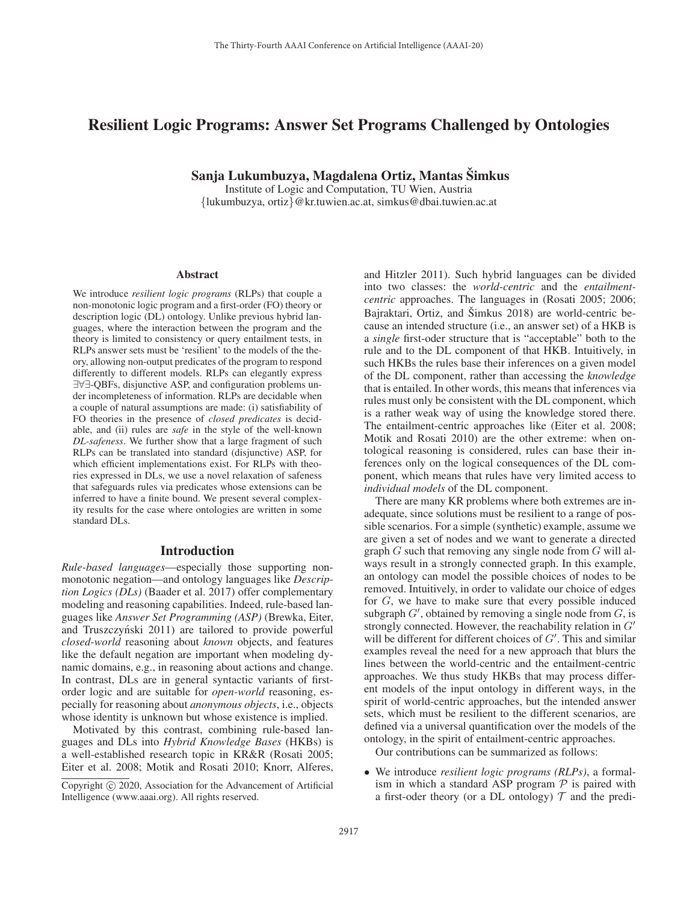# Resilient Logic Programs: Answer Set Programs Challenged by Ontologies

**Sanja Lukumbuzya, Magdalena Ortiz, Mantas Šimkus**

Institute of Logic and Computation, TU Wien, Austria
{lukumbuzya, ortiz}@kr.tuwien.ac.at, simkus@dbai.tuwien.ac.at

## Abstract

We introduce *resilient logic programs* (RLPs) that couple a non-monotonic logic program and a first-order (FO) theory or description logic (DL) ontology. Unlike previous hybrid languages, where the interaction between the program and the theory is limited to consistency or query entailment tests, in RLPs answer sets must be 'resilient' to the models of the theory, allowing non-output predicates of the program to respond differently to different models. RLPs can elegantly express ∃∀∃-QBFs, disjunctive ASP, and configuration problems under incompleteness of information. RLPs are decidable when a couple of natural assumptions are made: (i) satisfiability of FO theories in the presence of *closed predicates* is decidable, and (ii) rules are *safe* in the style of the well-known *DL-safeness*. We further show that a large fragment of such RLPs can be translated into standard (disjunctive) ASP, for which efficient implementations exist. For RLPs with theories expressed in DLs, we use a novel relaxation of safeness that safeguards rules via predicates whose extensions can be inferred to have a finite bound. We present several complexity results for the case where ontologies are written in some standard DLs.

## Introduction

*Rule-based languages*—especially those supporting non-monotonic negation—and ontology languages like *Description Logics (DLs)* (Baader et al. 2017) offer complementary modeling and reasoning capabilities. Indeed, rule-based languages like *Answer Set Programming (ASP)* (Brewka, Eiter, and Truszczyński 2011) are tailored to provide powerful *closed-world* reasoning about *known* objects, and features like the default negation are important when modeling dynamic domains, e.g., in reasoning about actions and change. In contrast, DLs are in general syntactic variants of first-order logic and are suitable for *open-world* reasoning, especially for reasoning about *anonymous objects*, i.e., objects whose identity is unknown but whose existence is implied.

Motivated by this contrast, combining rule-based languages and DLs into *Hybrid Knowledge Bases* (HKBs) is a well-established research topic in KR&R (Rosati 2005; Eiter et al. 2008; Motik and Rosati 2010; Knorr, Alferes, and Hitzler 2011). Such hybrid languages can be divided into two classes: the *world-centric* and the *entailment-centric* approaches. The languages in (Rosati 2005; 2006; Bajraktari, Ortiz, and Šimkus 2018) are world-centric because an intended structure (i.e., an answer set) of a HKB is a *single* first-oder structure that is "acceptable" both to the rule and to the DL component of that HKB. Intuitively, in such HKBs the rules base their inferences on a given model of the DL component, rather than accessing the *knowledge* that is entailed. In other words, this means that inferences via rules must only be consistent with the DL component, which is a rather weak way of using the knowledge stored there. The entailment-centric approaches like (Eiter et al. 2008; Motik and Rosati 2010) are the other extreme: when ontological reasoning is considered, rules can base their inferences only on the logical consequences of the DL component, which means that rules have very limited access to *individual models* of the DL component.

There are many KR problems where both extremes are inadequate, since solutions must be resilient to a range of possible scenarios. For a simple (synthetic) example, assume we are given a set of nodes and we want to generate a directed graph $G$ such that removing any single node from $G$ will always result in a strongly connected graph. In this example, an ontology can model the possible choices of nodes to be removed. Intuitively, in order to validate our choice of edges for $G$, we have to make sure that every possible induced subgraph $G'$, obtained by removing a single node from $G$, is strongly connected. However, the reachability relation in $G'$ will be different for different choices of $G'$. This and similar examples reveal the need for a new approach that blurs the lines between the world-centric and the entailment-centric approaches. We thus study HKBs that may process different models of the input ontology in different ways, in the spirit of world-centric approaches, but the intended answer sets, which must be resilient to the different scenarios, are defined via a universal quantification over the models of the ontology, in the spirit of entailment-centric approaches.

Our contributions can be summarized as follows:

- We introduce *resilient logic programs (RLPs)*, a formalism in which a standard ASP program $\mathcal{P}$ is paired with a first-oder theory (or a DL ontology) $\mathcal{T}$ and the predi-

Copyright © 2020, Association for the Advancement of Artificial Intelligence (www.aaai.org). All rights reserved.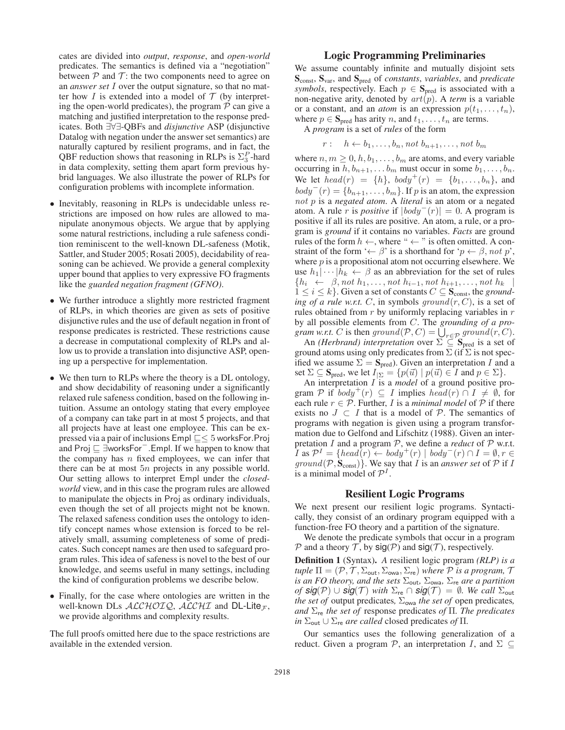cates are divided into *output*, *response*, and *open-world* predicates. The semantics is defined via a "negotiation" between $\mathcal{P}$ and $\mathcal{T}$: the two components need to agree on an *answer set* $I$ over the output signature, so that no matter how $I$ is extended into a model of $\mathcal{T}$ (by interpreting the open-world predicates), the program $\mathcal{P}$ can give a matching and justified interpretation to the response predicates. Both $\exists\forall\exists$-QBFs and *disjunctive* ASP (disjunctive Datalog with negation under the answer set semantics) are naturally captured by resilient programs, and in fact, the QBF reduction shows that reasoning in RLPs is $\Sigma_3^P$-hard in data complexity, setting them apart form previous hybrid languages. We also illustrate the power of RLPs for configuration problems with incomplete information.

- Inevitably, reasoning in RLPs is undecidable unless restrictions are imposed on how rules are allowed to manipulate anonymous objects. We argue that by applying some natural restrictions, including a rule safeness condition reminiscent to the well-known DL-safeness (Motik, Sattler, and Studer 2005; Rosati 2005), decidability of reasoning can be achieved. We provide a general complexity upper bound that applies to very expressive FO fragments like the *guarded negation fragment (GFNO)*.
- We further introduce a slightly more restricted fragment of RLPs, in which theories are given as sets of positive disjunctive rules and the use of default negation in front of response predicates is restricted. These restrictions cause a decrease in computational complexity of RLPs and allow us to provide a translation into disjunctive ASP, opening up a perspective for implementation.
- We then turn to RLPs where the theory is a DL ontology, and show decidability of reasoning under a significantly relaxed rule safeness condition, based on the following intuition. Assume an ontology stating that every employee of a company can take part in at most 5 projects, and that all projects have at least one employee. This can be expressed via a pair of inclusions $\mathsf{Empl} \sqsubseteq \leq 5\, \mathsf{worksFor}.\mathsf{Proj}$ and $\mathsf{Proj} \sqsubseteq \exists \mathsf{worksFor}^{-}.\mathsf{Empl}$. If we happen to know that the company has $n$ fixed employees, we can infer that there can be at most $5n$ projects in any possible world. Our setting allows to interpret $\mathsf{Empl}$ under the *closed-world* view, and in this case the program rules are allowed to manipulate the objects in $\mathsf{Proj}$ as ordinary individuals, even though the set of all projects might not be known. The relaxed safeness condition uses the ontology to identify concept names whose extension is forced to be relatively small, assuming completeness of some of predicates. Such concept names are then used to safeguard program rules. This idea of safeness is novel to the best of our knowledge, and seems useful in many settings, including the kind of configuration problems we describe below.
- Finally, for the case where ontologies are written in the well-known DLs $\mathcal{ALCHOIQ}$, $\mathcal{ALCHI}$ and DL-Lite$_{\mathcal{F}}$, we provide algorithms and complexity results.

The full proofs omitted here due to the space restrictions are available in the extended version.

## Logic Programming Preliminaries

We assume countably infinite and mutually disjoint sets $\mathbf{S}_{\text{const}}$, $\mathbf{S}_{\text{var}}$, and $\mathbf{S}_{\text{pred}}$ of *constants*, *variables*, and *predicate symbols*, respectively. Each $p \in \mathbf{S}_{\text{pred}}$ is associated with a non-negative arity, denoted by $art(p)$. A *term* is a variable or a constant, and an *atom* is an expression $p(t_1, \ldots, t_n)$, where $p \in \mathbf{S}_{\text{pred}}$ has arity $n$, and $t_1, \ldots, t_n$ are terms.

A *program* is a set of *rules* of the form

$$r: \quad h \leftarrow b_1, \ldots, b_n, \mathit{not}\ b_{n+1}, \ldots, \mathit{not}\ b_m$$

where $n, m \geq 0$, $h, b_1, \ldots, b_m$ are atoms, and every variable occurring in $h, b_{n+1}, \ldots b_m$ must occur in some $b_1, \ldots, b_n$. We let $head(r) = \{h\}$, $body^+(r) = \{b_1, \ldots, b_n\}$, and $body^-(r) = \{b_{n+1}, \ldots, b_m\}$. If $p$ is an atom, the expression $\mathit{not}\ p$ is a *negated atom*. A *literal* is an atom or a negated atom. A rule $r$ is *positive* if $|body^-(r)| = 0$. A program is positive if all its rules are positive. An atom, a rule, or a program is *ground* if it contains no variables. *Facts* are ground rules of the form $h \leftarrow$, where "$\leftarrow$" is often omitted. A constraint of the form '$\leftarrow \beta$' is a shorthand for '$p \leftarrow \beta, \mathit{not}\ p$', where $p$ is a propositional atom not occurring elsewhere. We use $h_1 | \cdots | h_k \leftarrow \beta$ as an abbreviation for the set of rules $\{h_i \leftarrow \beta, \mathit{not}\ h_1, \ldots, \mathit{not}\ h_{i-1}, \mathit{not}\ h_{i+1}, \ldots, \mathit{not}\ h_k \mid 1 \leq i \leq k\}$. Given a set of constants $C \subseteq \mathbf{S}_{\text{const}}$, the *grounding of a rule w.r.t.* $C$, in symbols $ground(r, C)$, is a set of rules obtained from $r$ by uniformly replacing variables in $r$ by all possible elements from $C$. The *grounding of a program w.r.t.* $C$ is then $ground(\mathcal{P}, C) = \bigcup_{r \in \mathcal{P}} ground(r, C)$.

An *(Herbrand) interpretation* over $\Sigma \subseteq \mathbf{S}_{\text{pred}}$ is a set of ground atoms using only predicates from $\Sigma$ (if $\Sigma$ is not specified we assume $\Sigma = \mathbf{S}_{\text{pred}}$). Given an interpretation $I$ and a set $\Sigma \subseteq \mathbf{S}_{\text{pred}}$, we let $I_{|\Sigma} = \{p(\vec{u}) \mid p(\vec{u}) \in I \text{ and } p \in \Sigma\}$.

An interpretation $I$ is a *model* of a ground positive program $\mathcal{P}$ if $body^+(r) \subseteq I$ implies $head(r) \cap I \neq \emptyset$, for each rule $r \in \mathcal{P}$. Further, $I$ is a *minimal model* of $\mathcal{P}$ if there exists no $J \subset I$ that is a model of $\mathcal{P}$. The semantics of programs with negation is given using a program transformation due to Gelfond and Lifschitz (1988). Given an interpretation $I$ and a program $\mathcal{P}$, we define a *reduct* of $\mathcal{P}$ w.r.t. $I$ as $\mathcal{P}^I = \{head(r) \leftarrow body^+(r) \mid body^-(r) \cap I = \emptyset, r \in ground(\mathcal{P}, \mathbf{S}_{\text{const}})\}$. We say that $I$ is an *answer set* of $\mathcal{P}$ if $I$ is a minimal model of $\mathcal{P}^I$.

## Resilient Logic Programs

We next present our resilient logic programs. Syntactically, they consist of an ordinary program equipped with a function-free FO theory and a partition of the signature.

We denote the predicate symbols that occur in a program $\mathcal{P}$ and a theory $\mathcal{T}$, by $\mathsf{sig}(\mathcal{P})$ and $\mathsf{sig}(\mathcal{T})$, respectively.

**Definition 1** (Syntax). *A* resilient logic program *(RLP) is a tuple* $\Pi = (\mathcal{P}, \mathcal{T}, \Sigma_{\mathsf{out}}, \Sigma_{\mathsf{owa}}, \Sigma_{\mathsf{re}})$ *where* $\mathcal{P}$ *is a program,* $\mathcal{T}$ *is an FO theory, and the sets* $\Sigma_{\mathsf{out}}$*,* $\Sigma_{\mathsf{owa}}$*,* $\Sigma_{\mathsf{re}}$ *are a partition of* $\mathsf{sig}(\mathcal{P}) \cup \mathsf{sig}(\mathcal{T})$ *with* $\Sigma_{\mathsf{re}} \cap \mathsf{sig}(\mathcal{T}) = \emptyset$*. We call* $\Sigma_{\mathsf{out}}$ *the set of* output predicates*,* $\Sigma_{\mathsf{owa}}$ *the set of* open predicates*, and* $\Sigma_{\mathsf{re}}$ *the set of* response predicates *of* $\Pi$*. The predicates in* $\Sigma_{\mathsf{out}} \cup \Sigma_{\mathsf{re}}$ *are called* closed predicates *of* $\Pi$*.*

Our semantics uses the following generalization of a reduct. Given a program $\mathcal{P}$, an interpretation $I$, and $\Sigma \subseteq$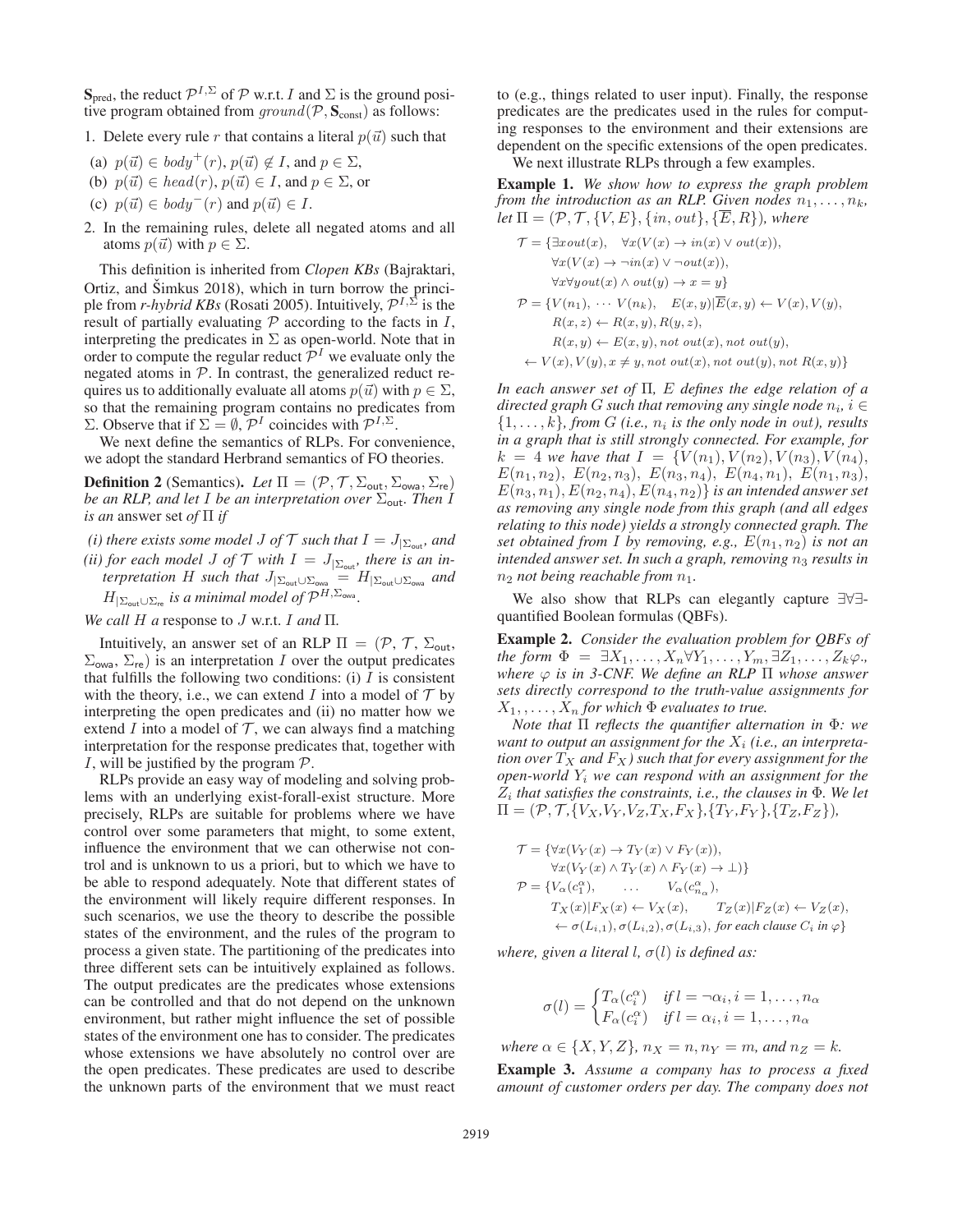$\mathbf{S}_{\text{pred}}$, the reduct $\mathcal{P}^{I,\Sigma}$ of $\mathcal{P}$ w.r.t. $I$ and $\Sigma$ is the ground positive program obtained from $ground(\mathcal{P}, \mathbf{S}_{\text{const}})$ as follows:

1. Delete every rule $r$ that contains a literal $p(\vec{u})$ such that
   (a) $p(\vec{u}) \in body^+(r)$, $p(\vec{u}) \notin I$, and $p \in \Sigma$,
   (b) $p(\vec{u}) \in head(r)$, $p(\vec{u}) \in I$, and $p \in \Sigma$, or
   (c) $p(\vec{u}) \in body^-(r)$ and $p(\vec{u}) \in I$.
2. In the remaining rules, delete all negated atoms and all atoms $p(\vec{u})$ with $p \in \Sigma$.

This definition is inherited from *Clopen KBs* (Bajraktari, Ortiz, and Šimkus 2018), which in turn borrow the principle from *r-hybrid KBs* (Rosati 2005). Intuitively, $\mathcal{P}^{I,\Sigma}$ is the result of partially evaluating $\mathcal{P}$ according to the facts in $I$, interpreting the predicates in $\Sigma$ as open-world. Note that in order to compute the regular reduct $\mathcal{P}^I$ we evaluate only the negated atoms in $\mathcal{P}$. In contrast, the generalized reduct requires us to additionally evaluate all atoms $p(\vec{u})$ with $p \in \Sigma$, so that the remaining program contains no predicates from $\Sigma$. Observe that if $\Sigma = \emptyset$, $\mathcal{P}^I$ coincides with $\mathcal{P}^{I,\Sigma}$.

We next define the semantics of RLPs. For convenience, we adopt the standard Herbrand semantics of FO theories.

**Definition 2** (Semantics)**.** *Let $\Pi = (\mathcal{P}, \mathcal{T}, \Sigma_{\mathsf{out}}, \Sigma_{\mathsf{owa}}, \Sigma_{\mathsf{re}})$ be an RLP, and let $I$ be an interpretation over $\Sigma_{\mathsf{out}}$. Then $I$ is an* answer set *of* $\Pi$ *if*

*(i) there exists some model $J$ of $\mathcal{T}$ such that $I = J_{|\Sigma_{\mathsf{out}}}$, and*

*(ii) for each model $J$ of $\mathcal{T}$ with $I = J_{|\Sigma_{\mathsf{out}}}$, there is an interpretation $H$ such that $J_{|\Sigma_{\mathsf{out}} \cup \Sigma_{\mathsf{owa}}} = H_{|\Sigma_{\mathsf{out}} \cup \Sigma_{\mathsf{owa}}}$ and $H_{|\Sigma_{\mathsf{out}} \cup \Sigma_{\mathsf{re}}}$ is a minimal model of $\mathcal{P}^{H,\Sigma_{\mathsf{owa}}}$.*

*We call $H$ a* response *to $J$* w.r.t. *$I$ and* $\Pi$*.*

Intuitively, an answer set of an RLP $\Pi = (\mathcal{P}, \mathcal{T}, \Sigma_{\mathsf{out}}, \Sigma_{\mathsf{owa}}, \Sigma_{\mathsf{re}})$ is an interpretation $I$ over the output predicates that fulfills the following two conditions: (i) $I$ is consistent with the theory, i.e., we can extend $I$ into a model of $\mathcal{T}$ by interpreting the open predicates and (ii) no matter how we extend $I$ into a model of $\mathcal{T}$, we can always find a matching interpretation for the response predicates that, together with $I$, will be justified by the program $\mathcal{P}$.

RLPs provide an easy way of modeling and solving problems with an underlying exist-forall-exist structure. More precisely, RLPs are suitable for problems where we have control over some parameters that might, to some extent, influence the environment that we can otherwise not control and is unknown to us a priori, but to which we have to be able to respond adequately. Note that different states of the environment will likely require different responses. In such scenarios, we use the theory to describe the possible states of the environment, and the rules of the program to process a given state. The partitioning of the predicates into three different sets can be intuitively explained as follows. The output predicates are the predicates whose extensions can be controlled and that do not depend on the unknown environment, but rather might influence the set of possible states of the environment one has to consider. The predicates whose extensions we have absolutely no control over are the open predicates. These predicates are used to describe the unknown parts of the environment that we must react to (e.g., things related to user input). Finally, the response predicates are the predicates used in the rules for computing responses to the environment and their extensions are dependent on the specific extensions of the open predicates.

We next illustrate RLPs through a few examples.

**Example 1.** *We show how to express the graph problem from the introduction as an RLP. Given nodes $n_1, \ldots, n_k$, let $\Pi = (\mathcal{P}, \mathcal{T}, \{V, E\}, \{in, out\}, \{\overline{E}, R\})$, where*

$$
\begin{aligned}
\mathcal{T} = \{ & \exists x out(x), \quad \forall x(V(x) \rightarrow in(x) \vee out(x)), \\
& \forall x(V(x) \rightarrow \neg in(x) \vee \neg out(x)), \\
& \forall x \forall y out(x) \wedge out(y) \rightarrow x = y\} \\
\mathcal{P} = \{ & V(n_1), \; \cdots \; V(n_k), \quad E(x,y)|\overline{E}(x,y) \leftarrow V(x), V(y), \\
& R(x,z) \leftarrow R(x,y), R(y,z), \\
& R(x,y) \leftarrow E(x,y), not\ out(x), not\ out(y), \\
& \leftarrow V(x), V(y), x \neq y, not\ out(x), not\ out(y), not\ R(x,y)\}
\end{aligned}
$$

*In each answer set of $\Pi$, $E$ defines the edge relation of a directed graph $G$ such that removing any single node $n_i$, $i \in \{1, \ldots, k\}$, from $G$ (i.e., $n_i$ is the only node in $out$), results in a graph that is still strongly connected. For example, for $k = 4$ we have that $I = \{V(n_1), V(n_2), V(n_3), V(n_4), E(n_1, n_2), E(n_2, n_3), E(n_3, n_4), E(n_4, n_1), E(n_1, n_3), E(n_3, n_1), E(n_2, n_4), E(n_4, n_2)\}$ is an intended answer set as removing any single node from this graph (and all edges relating to this node) yields a strongly connected graph. The set obtained from $I$ by removing, e.g., $E(n_1, n_2)$ is not an intended answer set. In such a graph, removing $n_3$ results in $n_2$ not being reachable from $n_1$.*

We also show that RLPs can elegantly capture $\exists\forall\exists$-quantified Boolean formulas (QBFs).

**Example 2.** *Consider the evaluation problem for QBFs of the form $\Phi = \exists X_1, \ldots, X_n \forall Y_1, \ldots, Y_m, \exists Z_1, \ldots, Z_k \varphi$., where $\varphi$ is in 3-CNF. We define an RLP $\Pi$ whose answer sets directly correspond to the truth-value assignments for $X_1, \ldots, X_n$ for which $\Phi$ evaluates to true.*

*Note that $\Pi$ reflects the quantifier alternation in $\Phi$: we want to output an assignment for the $X_i$ (i.e., an interpretation over $T_X$ and $F_X$) such that for every assignment for the open-world $Y_i$ we can respond with an assignment for the $Z_i$ that satisfies the constraints, i.e., the clauses in $\Phi$. We let $\Pi = (\mathcal{P}, \mathcal{T}, \{V_X, V_Y, V_Z, T_X, F_X\}, \{T_Y, F_Y\}, \{T_Z, F_Z\})$,*

$$
\begin{aligned}
\mathcal{T} = \{ & \forall x(V_Y(x) \rightarrow T_Y(x) \vee F_Y(x)), \\
& \forall x(V_Y(x) \wedge T_Y(x) \wedge F_Y(x) \rightarrow \bot)\} \\
\mathcal{P} = \{ & V_\alpha(c_1^\alpha), \qquad \ldots \qquad V_\alpha(c_{n_\alpha}^\alpha), \\
& T_X(x)|F_X(x) \leftarrow V_X(x), \qquad T_Z(x)|F_Z(x) \leftarrow V_Z(x), \\
& \leftarrow \sigma(L_{i,1}), \sigma(L_{i,2}), \sigma(L_{i,3}), \textit{ for each clause } C_i \textit{ in } \varphi\}
\end{aligned}
$$

*where, given a literal $l$, $\sigma(l)$ is defined as:*

$$
\sigma(l) = \begin{cases} T_\alpha(c_i^\alpha) & \textit{if } l = \neg\alpha_i, i = 1, \ldots, n_\alpha \\ F_\alpha(c_i^\alpha) & \textit{if } l = \alpha_i, i = 1, \ldots, n_\alpha \end{cases}
$$

*where $\alpha \in \{X, Y, Z\}$, $n_X = n, n_Y = m$, and $n_Z = k$.*

**Example 3.** *Assume a company has to process a fixed amount of customer orders per day. The company does not*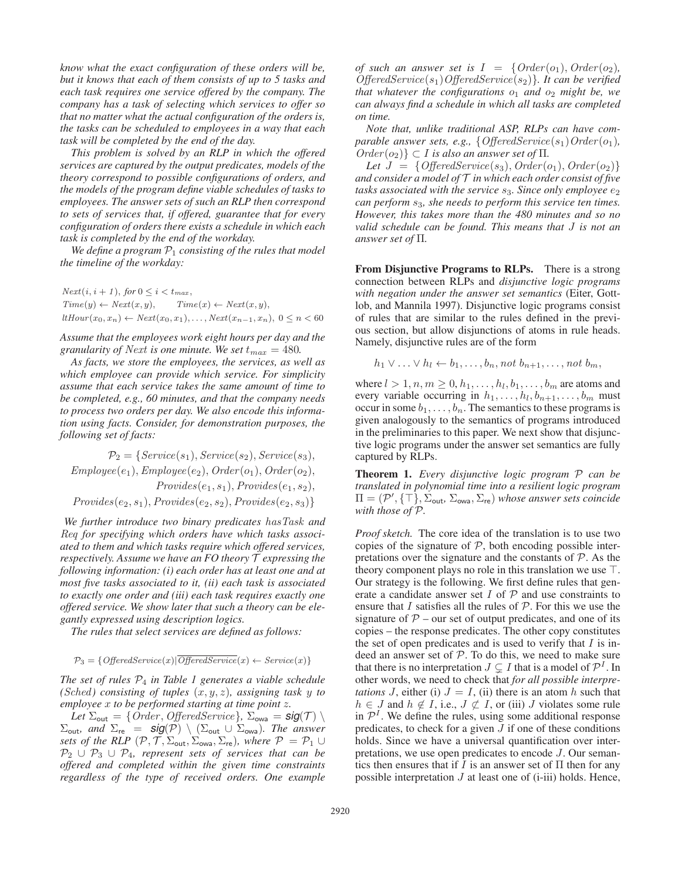*know what the exact configuration of these orders will be, but it knows that each of them consists of up to 5 tasks and each task requires one service offered by the company. The company has a task of selecting which services to offer so that no matter what the actual configuration of the orders is, the tasks can be scheduled to employees in a way that each task will be completed by the end of the day.*

*This problem is solved by an RLP in which the offered services are captured by the output predicates, models of the theory correspond to possible configurations of orders, and the models of the program define viable schedules of tasks to employees. The answer sets of such an RLP then correspond to sets of services that, if offered, guarantee that for every configuration of orders there exists a schedule in which each task is completed by the end of the workday.*

*We define a program $\mathcal{P}_1$ consisting of the rules that model the timeline of the workday:*

$$Next(i, i+1),\ for\ 0 \leq i < t_{max},$$
$$Time(y) \leftarrow Next(x, y), \qquad Time(x) \leftarrow Next(x, y),$$
$$ltHour(x_0, x_n) \leftarrow Next(x_0, x_1), \ldots, Next(x_{n-1}, x_n),\ 0 \leq n < 60$$

*Assume that the employees work eight hours per day and the granularity of $Next$ is one minute. We set $t_{max} = 480$.*

*As facts, we store the employees, the services, as well as which employee can provide which service. For simplicity assume that each service takes the same amount of time to be completed, e.g., 60 minutes, and that the company needs to process two orders per day. We also encode this information using facts. Consider, for demonstration purposes, the following set of facts:*

$$\mathcal{P}_2 = \{Service(s_1), Service(s_2), Service(s_3), Employee(e_1), Employee(e_2), Order(o_1), Order(o_2), Provides(e_1, s_1), Provides(e_1, s_2), Provides(e_2, s_1), Provides(e_2, s_2), Provides(e_2, s_3)\}$$

*We further introduce two binary predicates $hasTask$ and $Req$ for specifying which orders have which tasks associated to them and which tasks require which offered services, respectively. Assume we have an FO theory $\mathcal{T}$ expressing the following information: (i) each order has at least one and at most five tasks associated to it, (ii) each task is associated to exactly one order and (iii) each task requires exactly one offered service. We show later that such a theory can be elegantly expressed using description logics.*

*The rules that select services are defined as follows:*

$$\mathcal{P}_3 = \{OfferedService(x)|\overline{OfferedService}(x) \leftarrow Service(x)\}$$

*The set of rules $\mathcal{P}_4$ in Table 1 generates a viable schedule ($Sched$) consisting of tuples $(x, y, z)$, assigning task $y$ to employee $x$ to be performed starting at time point $z$.*

*Let $\Sigma_{\mathsf{out}} = \{Order, OfferedService\}$, $\Sigma_{\mathsf{owa}} = \mathit{sig}(\mathcal{T}) \setminus \Sigma_{\mathsf{out}}$, and $\Sigma_{\mathsf{re}} = \mathit{sig}(\mathcal{P}) \setminus (\Sigma_{\mathsf{out}} \cup \Sigma_{\mathsf{owa}})$. The answer sets of the RLP $(\mathcal{P}, \mathcal{T}, \Sigma_{\mathsf{out}}, \Sigma_{\mathsf{owa}}, \Sigma_{\mathsf{re}})$, where $\mathcal{P} = \mathcal{P}_1 \cup \mathcal{P}_2 \cup \mathcal{P}_3 \cup \mathcal{P}_4$, represent sets of services that can be offered and completed within the given time constraints regardless of the type of received orders. One example of such an answer set is $I = \{Order(o_1), Order(o_2), OfferedService(s_1) OfferedService(s_2)\}$. It can be verified that whatever the configurations $o_1$ and $o_2$ might be, we can always find a schedule in which all tasks are completed on time.*

*Note that, unlike traditional ASP, RLPs can have comparable answer sets, e.g., $\{OfferedService(s_1) Order(o_1), Order(o_2)\} \subset I$ is also an answer set of $\Pi$.*

*Let $J = \{OfferedService(s_3), Order(o_1), Order(o_2)\}$ and consider a model of $\mathcal{T}$ in which each order consist of five tasks associated with the service $s_3$. Since only employee $e_2$ can perform $s_3$, she needs to perform this service ten times. However, this takes more than the 480 minutes and so no valid schedule can be found. This means that $J$ is not an answer set of $\Pi$.*

**From Disjunctive Programs to RLPs.** There is a strong connection between RLPs and *disjunctive logic programs with negation under the answer set semantics* (Eiter, Gottlob, and Mannila 1997). Disjunctive logic programs consist of rules that are similar to the rules defined in the previous section, but allow disjunctions of atoms in rule heads. Namely, disjunctive rules are of the form

$$h_1 \vee \ldots \vee h_l \leftarrow b_1, \ldots, b_n, not\ b_{n+1}, \ldots, not\ b_m,$$

where $l > 1, n, m \geq 0, h_1, \ldots, h_l, b_1, \ldots, b_m$ are atoms and every variable occurring in $h_1, \ldots, h_l, b_{n+1}, \ldots, b_m$ must occur in some $b_1, \ldots, b_n$. The semantics to these programs is given analogously to the semantics of programs introduced in the preliminaries to this paper. We next show that disjunctive logic programs under the answer set semantics are fully captured by RLPs.

**Theorem 1.** *Every disjunctive logic program $\mathcal{P}$ can be translated in polynomial time into a resilient logic program $\Pi = (\mathcal{P}', \{\top\}, \Sigma_{\mathsf{out}}, \Sigma_{\mathsf{owa}}, \Sigma_{\mathsf{re}})$ whose answer sets coincide with those of $\mathcal{P}$.*

*Proof sketch.* The core idea of the translation is to use two copies of the signature of $\mathcal{P}$, both encoding possible interpretations over the signature and the constants of $\mathcal{P}$. As the theory component plays no role in this translation we use $\top$. Our strategy is the following. We first define rules that generate a candidate answer set $I$ of $\mathcal{P}$ and use constraints to ensure that $I$ satisfies all the rules of $\mathcal{P}$. For this we use the signature of $\mathcal{P}$ – our set of output predicates, and one of its copies – the response predicates. The other copy constitutes the set of open predicates and is used to verify that $I$ is indeed an answer set of $\mathcal{P}$. To do this, we need to make sure that there is no interpretation $J \subsetneq I$ that is a model of $\mathcal{P}^I$. In other words, we need to check that *for all possible interpretations* $J$, either (i) $J = I$, (ii) there is an atom $h$ such that $h \in J$ and $h \notin I$, i.e., $J \not\subset I$, or (iii) $J$ violates some rule in $\mathcal{P}^I$. We define the rules, using some additional response predicates, to check for a given $J$ if one of these conditions holds. Since we have a universal quantification over interpretations, we use open predicates to encode $J$. Our semantics then ensures that if $I$ is an answer set of $\Pi$ then for any possible interpretation $J$ at least one of (i-iii) holds. Hence,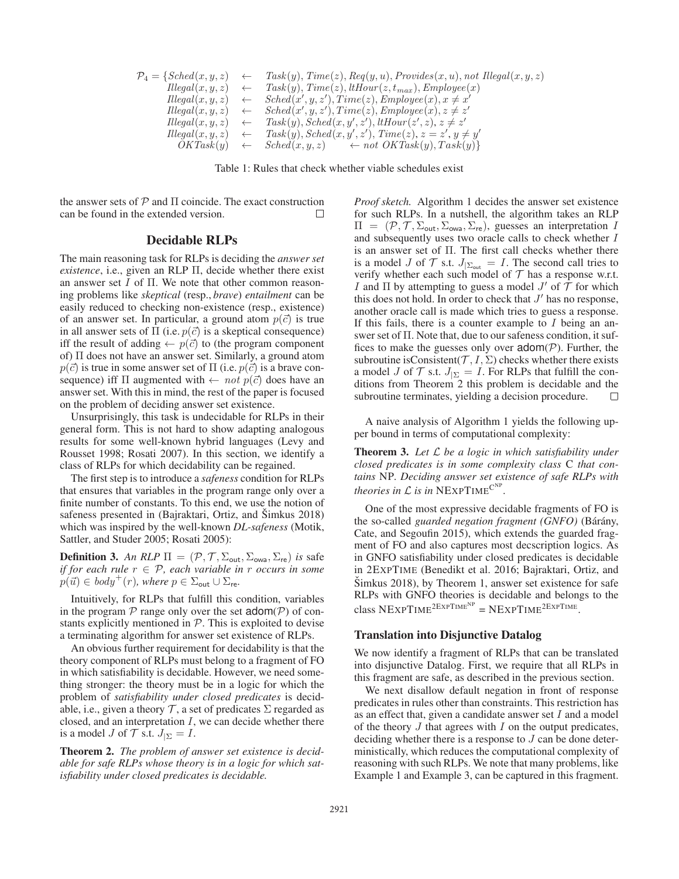$$
\begin{aligned}
\mathcal{P}_4 = \{ Sched(x,y,z) &\leftarrow Task(y), Time(z), Req(y,u), Provides(x,u), not\ Illegal(x,y,z) \\
Illegal(x,y,z) &\leftarrow Task(y), Time(z), ltHour(z, t_{max}), Employee(x) \\
Illegal(x,y,z) &\leftarrow Sched(x',y,z'), Time(z), Employee(x), x \neq x' \\
Illegal(x,y,z) &\leftarrow Sched(x',y,z'), Time(z), Employee(x), z \neq z' \\
Illegal(x,y,z) &\leftarrow Task(y), Sched(x,y',z'), ltHour(z',z), z \neq z' \\
Illegal(x,y,z) &\leftarrow Task(y), Sched(x,y',z'), Time(z), z = z', y \neq y' \\
OKTask(y) &\leftarrow Sched(x,y,z) \qquad \leftarrow not\ OKTask(y), Task(y) \}
\end{aligned}
$$

Table 1: Rules that check whether viable schedules exist

the answer sets of $\mathcal{P}$ and $\Pi$ coincide. The exact construction can be found in the extended version. □

## Decidable RLPs

The main reasoning task for RLPs is deciding the *answer set existence*, i.e., given an RLP $\Pi$, decide whether there exist an answer set $I$ of $\Pi$. We note that other common reasoning problems like *skeptical* (resp., *brave*) *entailment* can be easily reduced to checking non-existence (resp., existence) of an answer set. In particular, a ground atom $p(\vec{c})$ is true in all answer sets of $\Pi$ (i.e. $p(\vec{c})$ is a skeptical consequence) iff the result of adding $\leftarrow p(\vec{c})$ to (the program component of) $\Pi$ does not have an answer set. Similarly, a ground atom $p(\vec{c})$ is true in some answer set of $\Pi$ (i.e. $p(\vec{c})$ is a brave consequence) iff $\Pi$ augmented with $\leftarrow not\ p(\vec{c})$ does have an answer set. With this in mind, the rest of the paper is focused on the problem of deciding answer set existence.

Unsurprisingly, this task is undecidable for RLPs in their general form. This is not hard to show adapting analogous results for some well-known hybrid languages (Levy and Rousset 1998; Rosati 2007). In this section, we identify a class of RLPs for which decidability can be regained.

The first step is to introduce a *safeness* condition for RLPs that ensures that variables in the program range only over a finite number of constants. To this end, we use the notion of safeness presented in (Bajraktari, Ortiz, and Šimkus 2018) which was inspired by the well-known *DL-safeness* (Motik, Sattler, and Studer 2005; Rosati 2005):

**Definition 3.** *An RLP $\Pi = (\mathcal{P}, \mathcal{T}, \Sigma_{\mathsf{out}}, \Sigma_{\mathsf{owa}}, \Sigma_{\mathsf{re}})$ is* safe *if for each rule $r \in \mathcal{P}$, each variable in $r$ occurs in some $p(\vec{u}) \in body^+(r)$, where $p \in \Sigma_{\mathsf{out}} \cup \Sigma_{\mathsf{re}}$.*

Intuitively, for RLPs that fulfill this condition, variables in the program $\mathcal{P}$ range only over the set $\mathsf{adom}(\mathcal{P})$ of constants explicitly mentioned in $\mathcal{P}$. This is exploited to devise a terminating algorithm for answer set existence of RLPs.

An obvious further requirement for decidability is that the theory component of RLPs must belong to a fragment of FO in which satisfiability is decidable. However, we need something stronger: the theory must be in a logic for which the problem of *satisfiability under closed predicates* is decidable, i.e., given a theory $\mathcal{T}$, a set of predicates $\Sigma$ regarded as closed, and an interpretation $I$, we can decide whether there is a model $J$ of $\mathcal{T}$ s.t. $J_{|\Sigma} = I$.

**Theorem 2.** *The problem of answer set existence is decidable for safe RLPs whose theory is in a logic for which satisfiability under closed predicates is decidable.*

*Proof sketch.* Algorithm 1 decides the answer set existence for such RLPs. In a nutshell, the algorithm takes an RLP $\Pi = (\mathcal{P}, \mathcal{T}, \Sigma_{\mathsf{out}}, \Sigma_{\mathsf{owa}}, \Sigma_{\mathsf{re}})$, guesses an interpretation $I$ and subsequently uses two oracle calls to check whether $I$ is an answer set of $\Pi$. The first call checks whether there is a model $J$ of $\mathcal{T}$ s.t. $J_{|\Sigma_{\mathsf{out}}} = I$. The second call tries to verify whether each such model of $\mathcal{T}$ has a response w.r.t. $I$ and $\Pi$ by attempting to guess a model $J'$ of $\mathcal{T}$ for which this does not hold. In order to check that $J'$ has no response, another oracle call is made which tries to guess a response. If this fails, there is a counter example to $I$ being an answer set of $\Pi$. Note that, due to our safeness condition, it suffices to make the guesses only over $\mathsf{adom}(\mathcal{P})$. Further, the subroutine isConsistent($\mathcal{T}, I, \Sigma$) checks whether there exists a model $J$ of $\mathcal{T}$ s.t. $J_{|\Sigma} = I$. For RLPs that fulfill the conditions from Theorem 2 this problem is decidable and the subroutine terminates, yielding a decision procedure. □

A naive analysis of Algorithm 1 yields the following upper bound in terms of computational complexity:

**Theorem 3.** *Let $\mathcal{L}$ be a logic in which satisfiability under closed predicates is in some complexity class C that contains* NP. *Deciding answer set existence of safe RLPs with theories in $\mathcal{L}$ is in* $\text{NExpTime}^{\text{C}^{\text{NP}}}$.

One of the most expressive decidable fragments of FO is the so-called *guarded negation fragment (GNFO)* (Bárány, Cate, and Segoufin 2015), which extends the guarded fragment of FO and also captures most decscription logics. As in GNFO satisfiability under closed predicates is decidable in 2ExpTime (Benedikt et al. 2016; Bajraktari, Ortiz, and Šimkus 2018), by Theorem 1, answer set existence for safe RLPs with GNFO theories is decidable and belongs to the class $\text{NExpTime}^{\text{2ExpTime}^{\text{NP}}} = \text{NExpTime}^{\text{2ExpTime}}$.

### Translation into Disjunctive Datalog

We now identify a fragment of RLPs that can be translated into disjunctive Datalog. First, we require that all RLPs in this fragment are safe, as described in the previous section.

We next disallow default negation in front of response predicates in rules other than constraints. This restriction has as an effect that, given a candidate answer set $I$ and a model of the theory $J$ that agrees with $I$ on the output predicates, deciding whether there is a response to $J$ can be done deterministically, which reduces the computational complexity of reasoning with such RLPs. We note that many problems, like Example 1 and Example 3, can be captured in this fragment.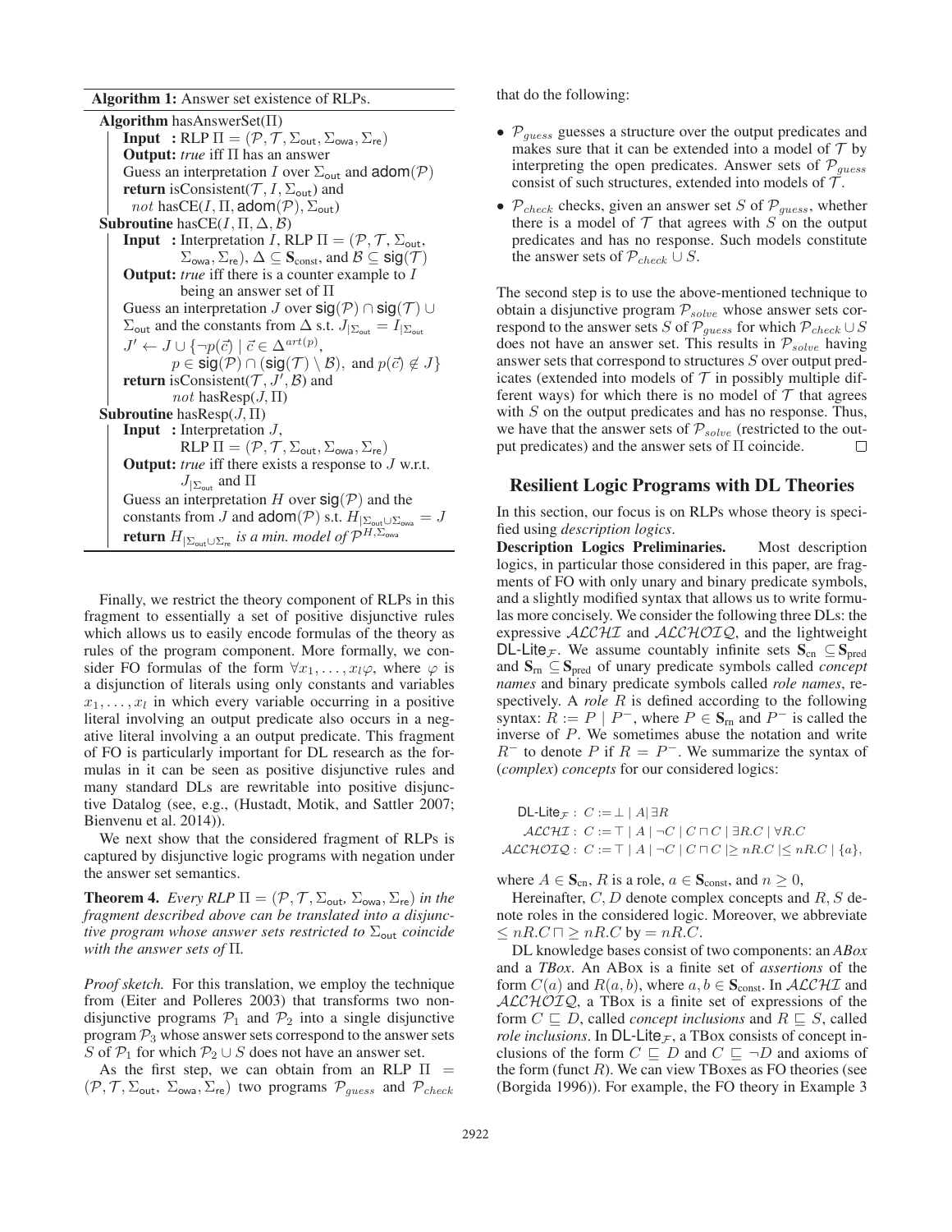**Algorithm 1:** Answer set existence of RLPs.

```
Algorithm hasAnswerSet(Π)
    Input  : RLP Π = (P, T, Σ_out, Σ_owa, Σ_re)
    Output: true iff Π has an answer
    Guess an interpretation I over Σ_out and adom(P)
    return isConsistent(T, I, Σ_out) and
        not hasCE(I, Π, adom(P), Σ_out)
Subroutine hasCE(I, Π, Δ, B)
    Input  : Interpretation I, RLP Π = (P, T, Σ_out,
             Σ_owa, Σ_re), Δ ⊆ S_const, and B ⊆ sig(T)
    Output: true iff there is a counter example to I
            being an answer set of Π
    Guess an interpretation J over sig(P) ∩ sig(T) ∪
    Σ_out and the constants from Δ s.t. J|Σ_out = I|Σ_out
    J' ← J ∪ {¬p(c⃗) | c⃗ ∈ Δ^art(p),
          p ∈ sig(P) ∩ (sig(T) \ B), and p(c⃗) ∉ J}
    return isConsistent(T, J', B) and
          not hasResp(J, Π)
Subroutine hasResp(J, Π)
    Input  : Interpretation J,
             RLP Π = (P, T, Σ_out, Σ_owa, Σ_re)
    Output: true iff there exists a response to J w.r.t.
            J|Σ_out and Π
    Guess an interpretation H over sig(P) and the
    constants from J and adom(P) s.t. H|Σ_out∪Σ_owa = J
    return H|Σ_out∪Σ_re is a min. model of P^{H,Σ_owa}
```

Finally, we restrict the theory component of RLPs in this fragment to essentially a set of positive disjunctive rules which allows us to easily encode formulas of the theory as rules of the program component. More formally, we consider FO formulas of the form $\forall x_1, \ldots, x_l \varphi$, where $\varphi$ is a disjunction of literals using only constants and variables $x_1, \ldots, x_l$ in which every variable occurring in a positive literal involving an output predicate also occurs in a negative literal involving a an output predicate. This fragment of FO is particularly important for DL research as the formulas in it can be seen as positive disjunctive rules and many standard DLs are rewritable into positive disjunctive Datalog (see, e.g., (Hustadt, Motik, and Sattler 2007; Bienvenu et al. 2014)).

We next show that the considered fragment of RLPs is captured by disjunctive logic programs with negation under the answer set semantics.

**Theorem 4.** *Every RLP $\Pi = (\mathcal{P}, \mathcal{T}, \Sigma_{\mathsf{out}}, \Sigma_{\mathsf{owa}}, \Sigma_{\mathsf{re}})$ in the fragment described above can be translated into a disjunctive program whose answer sets restricted to $\Sigma_{\mathsf{out}}$ coincide with the answer sets of $\Pi$.*

*Proof sketch.* For this translation, we employ the technique from (Eiter and Polleres 2003) that transforms two non-disjunctive programs $\mathcal{P}_1$ and $\mathcal{P}_2$ into a single disjunctive program $\mathcal{P}_3$ whose answer sets correspond to the answer sets $S$ of $\mathcal{P}_1$ for which $\mathcal{P}_2 \cup S$ does not have an answer set.

As the first step, we can obtain from an RLP $\Pi = (\mathcal{P}, \mathcal{T}, \Sigma_{\mathsf{out}}, \Sigma_{\mathsf{owa}}, \Sigma_{\mathsf{re}})$ two programs $\mathcal{P}_{guess}$ and $\mathcal{P}_{check}$ that do the following:

- $\mathcal{P}_{guess}$ guesses a structure over the output predicates and makes sure that it can be extended into a model of $\mathcal{T}$ by interpreting the open predicates. Answer sets of $\mathcal{P}_{guess}$ consist of such structures, extended into models of $\mathcal{T}$.
- $\mathcal{P}_{check}$ checks, given an answer set $S$ of $\mathcal{P}_{guess}$, whether there is a model of $\mathcal{T}$ that agrees with $S$ on the output predicates and has no response. Such models constitute the answer sets of $\mathcal{P}_{check} \cup S$.

The second step is to use the above-mentioned technique to obtain a disjunctive program $\mathcal{P}_{solve}$ whose answer sets correspond to the answer sets $S$ of $\mathcal{P}_{guess}$ for which $\mathcal{P}_{check} \cup S$ does not have an answer set. This results in $\mathcal{P}_{solve}$ having answer sets that correspond to structures $S$ over output predicates (extended into models of $\mathcal{T}$ in possibly multiple different ways) for which there is no model of $\mathcal{T}$ that agrees with $S$ on the output predicates and has no response. Thus, we have that the answer sets of $\mathcal{P}_{solve}$ (restricted to the output predicates) and the answer sets of $\Pi$ coincide. □

## Resilient Logic Programs with DL Theories

In this section, our focus is on RLPs whose theory is specified using *description logics*.

**Description Logics Preliminaries.** Most description logics, in particular those considered in this paper, are fragments of FO with only unary and binary predicate symbols, and a slightly modified syntax that allows us to write formulas more concisely. We consider the following three DLs: the expressive $\mathcal{ALCHI}$ and $\mathcal{ALCHOIQ}$, and the lightweight DL-Lite$_{\mathcal{F}}$. We assume countably infinite sets $\mathbf{S}_{\text{cn}} \subseteq \mathbf{S}_{\text{pred}}$ and $\mathbf{S}_{\text{rn}} \subseteq \mathbf{S}_{\text{pred}}$ of unary predicate symbols called *concept names* and binary predicate symbols called *role names*, respectively. A *role* $R$ is defined according to the following syntax: $R := P \mid P^-$, where $P \in \mathbf{S}_{\text{rn}}$ and $P^-$ is called the inverse of $P$. We sometimes abuse the notation and write $R^-$ to denote $P$ if $R = P^-$. We summarize the syntax of (*complex*) *concepts* for our considered logics:

$$\begin{aligned}
\text{DL-Lite}_{\mathcal{F}}: &\ C := \bot \mid A \mid \exists R \\
\mathcal{ALCHI}: &\ C := \top \mid A \mid \neg C \mid C \sqcap C \mid \exists R.C \mid \forall R.C \\
\mathcal{ALCHOIQ}: &\ C := \top \mid A \mid \neg C \mid C \sqcap C \mid \geq nR.C \mid \leq nR.C \mid \{a\},
\end{aligned}$$

where $A \in \mathbf{S}_{\text{cn}}$, $R$ is a role, $a \in \mathbf{S}_{\text{const}}$, and $n \geq 0$,

Hereinafter, $C, D$ denote complex concepts and $R, S$ denote roles in the considered logic. Moreover, we abbreviate $\leq nR.C \sqcap \geq nR.C$ by $= nR.C$.

DL knowledge bases consist of two components: an *ABox* and a *TBox*. An ABox is a finite set of *assertions* of the form $C(a)$ and $R(a, b)$, where $a, b \in \mathbf{S}_{\text{const}}$. In $\mathcal{ALCHI}$ and $\mathcal{ALCHOIQ}$, a TBox is a finite set of expressions of the form $C \sqsubseteq D$, called *concept inclusions* and $R \sqsubseteq S$, called *role inclusions*. In DL-Lite$_{\mathcal{F}}$, a TBox consists of concept inclusions of the form $C \sqsubseteq D$ and $C \sqsubseteq \neg D$ and axioms of the form (funct $R$). We can view TBoxes as FO theories (see (Borgida 1996)). For example, the FO theory in Example 3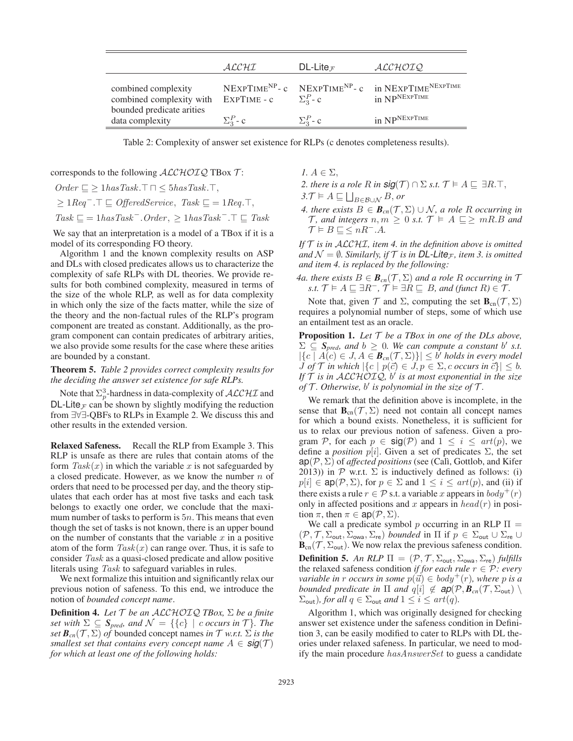| | $\mathcal{ALCHI}$ | DL-Lite$_\mathcal{F}$ | $\mathcal{ALCHOIQ}$ |
|---|---|---|---|
| combined complexity | NExpTime$^{\text{NP}}$- c | NExpTime$^{\text{NP}}$- c | in NExpTime$^{\text{NExpTime}}$ |
| combined complexity with bounded predicate arities | ExpTime - c | $\Sigma_3^P$- c | in NP$^{\text{NExpTime}}$ |
| data complexity | $\Sigma_3^P$- c | $\Sigma_3^P$- c | in NP$^{\text{NExpTime}}$ |

Table 2: Complexity of answer set existence for RLPs (c denotes completeness results).

corresponds to the following $\mathcal{ALCHOIQ}$ TBox $\mathcal{T}$:

$Order \sqsubseteq \geq 1 hasTask.\top \sqcap \leq 5 hasTask.\top$,

$\geq 1 Req^{-}.\top \sqsubseteq OfferedService,\ Task \sqsubseteq = 1 Req.\top$,

$Task \sqsubseteq = 1 hasTask^{-}.Order,\ \geq 1 hasTask^{-}.\top \sqsubseteq Task$

We say that an interpretation is a model of a TBox if it is a model of its corresponding FO theory.

Algorithm 1 and the known complexity results on ASP and DLs with closed predicates allows us to characterize the complexity of safe RLPs with DL theories. We provide results for both combined complexity, measured in terms of the size of the whole RLP, as well as for data complexity in which only the size of the facts matter, while the size of the theory and the non-factual rules of the RLP's program component are treated as constant. Additionally, as the program component can contain predicates of arbitrary arities, we also provide some results for the case where these arities are bounded by a constant.

**Theorem 5.** *Table 2 provides correct complexity results for the deciding the answer set existence for safe RLPs.*

Note that $\Sigma_p^3$-hardness in data-complexity of $\mathcal{ALCHI}$ and DL-Lite$_\mathcal{F}$ can be shown by slightly modifying the reduction from $\exists\forall\exists$-QBFs to RLPs in Example 2. We discuss this and other results in the extended version.

**Relaxed Safeness.** Recall the RLP from Example 3. This RLP is unsafe as there are rules that contain atoms of the form $Task(x)$ in which the variable $x$ is not safeguarded by a closed predicate. However, as we know the number $n$ of orders that need to be processed per day, and the theory stipulates that each order has at most five tasks and each task belongs to exactly one order, we conclude that the maximum number of tasks to perform is $5n$. This means that even though the set of tasks is not known, there is an upper bound on the number of constants that the variable $x$ in a positive atom of the form $Task(x)$ can range over. Thus, it is safe to consider $Task$ as a quasi-closed predicate and allow positive literals using $Task$ to safeguard variables in rules.

We next formalize this intuition and significantly relax our previous notion of safeness. To this end, we introduce the notion of *bounded concept name*.

**Definition 4.** *Let $\mathcal{T}$ be an $\mathcal{ALCHOIQ}$ TBox, $\Sigma$ be a finite set with $\Sigma \subseteq \mathbf{S}_{pred}$, and $\mathcal{N} = \{\{c\} \mid c \text{ occurs in } \mathcal{T}\}$. The set $\mathbf{B}_{cn}(\mathcal{T}, \Sigma)$ of* bounded concept names *in $\mathcal{T}$ w.r.t. $\Sigma$ is the smallest set that contains every concept name $A \in \mathsf{sig}(\mathcal{T})$ for which at least one of the following holds:*

*1. $A \in \Sigma$,*

*2. there is a role $R$ in $\mathsf{sig}(\mathcal{T}) \cap \Sigma$ s.t. $\mathcal{T} \models A \sqsubseteq \exists R.\top$,*

*3. $\mathcal{T} \models A \sqsubseteq \bigsqcup_{B \in \mathcal{B} \cup \mathcal{N}} B$, or*

*4. there exists $B \in \mathbf{B}_{cn}(\mathcal{T}, \Sigma) \cup \mathcal{N}$, a role $R$ occurring in $\mathcal{T}$, and integers $n, m \geq 0$ s.t. $\mathcal{T} \models A \sqsubseteq \geq mR.B$ and $\mathcal{T} \models B \sqsubseteq \leq nR^{-}.A$.*

*If $\mathcal{T}$ is in $\mathcal{ALCHI}$, item 4. in the definition above is omitted and $\mathcal{N} = \emptyset$. Similarly, if $\mathcal{T}$ is in DL-Lite$_\mathcal{F}$, item 3. is omitted and item 4. is replaced by the following:*

*4a. there exists $B \in \mathbf{B}_{cn}(\mathcal{T}, \Sigma)$ and a role $R$ occurring in $\mathcal{T}$ s.t. $\mathcal{T} \models A \sqsubseteq \exists R^{-}$, $\mathcal{T} \models \exists R \sqsubseteq B$, and $(\text{funct } R) \in \mathcal{T}$.*

Note that, given $\mathcal{T}$ and $\Sigma$, computing the set $\mathbf{B}_{cn}(\mathcal{T}, \Sigma)$ requires a polynomial number of steps, some of which use an entailment test as an oracle.

**Proposition 1.** *Let $\mathcal{T}$ be a TBox in one of the DLs above, $\Sigma \subseteq \mathbf{S}_{pred}$, and $b \geq 0$. We can compute a constant $b'$ s.t. $|\{c \mid A(c) \in J, A \in \mathbf{B}_{cn}(\mathcal{T}, \Sigma)\}| \leq b'$ holds in every model $J$ of $\mathcal{T}$ in which $|\{c \mid p(\vec{c}) \in J, p \in \Sigma, c \text{ occurs in } \vec{c}\}| \leq b$. If $\mathcal{T}$ is in $\mathcal{ALCHOIQ}$, $b'$ is at most exponential in the size of $\mathcal{T}$. Otherwise, $b'$ is polynomial in the size of $\mathcal{T}$.*

We remark that the definition above is incomplete, in the sense that $\mathbf{B}_{cn}(\mathcal{T}, \Sigma)$ need not contain all concept names for which a bound exists. Nonetheless, it is sufficient for us to relax our previous notion of safeness. Given a program $\mathcal{P}$, for each $p \in \mathsf{sig}(\mathcal{P})$ and $1 \leq i \leq art(p)$, we define a *position* $p[i]$. Given a set of predicates $\Sigma$, the set $\mathsf{ap}(\mathcal{P}, \Sigma)$ of *affected positions* (see (Calì, Gottlob, and Kifer 2013)) in $\mathcal{P}$ w.r.t. $\Sigma$ is inductively defined as follows: (i) $p[i] \in \mathsf{ap}(\mathcal{P}, \Sigma)$, for $p \in \Sigma$ and $1 \leq i \leq art(p)$, and (ii) if there exists a rule $r \in \mathcal{P}$ s.t. a variable $x$ appears in $body^{+}(r)$ only in affected positions and $x$ appears in $head(r)$ in position $\pi$, then $\pi \in \mathsf{ap}(\mathcal{P}, \Sigma)$.

We call a predicate symbol $p$ occurring in an RLP $\Pi = (\mathcal{P}, \mathcal{T}, \Sigma_{\mathsf{out}}, \Sigma_{\mathsf{owa}}, \Sigma_{\mathsf{re}})$ *bounded* in $\Pi$ if $p \in \Sigma_{\mathsf{out}} \cup \Sigma_{\mathsf{re}} \cup \mathbf{B}_{cn}(\mathcal{T}, \Sigma_{\mathsf{out}})$. We now relax the previous safeness condition.

**Definition 5.** *An RLP $\Pi = (\mathcal{P}, \mathcal{T}, \Sigma_{\mathsf{out}}, \Sigma_{\mathsf{owa}}, \Sigma_{\mathsf{re}})$ fulfills* the relaxed safeness condition *if for each rule $r \in \mathcal{P}$: every variable in $r$ occurs in some $p(\vec{u}) \in body^{+}(r)$, where $p$ is a bounded predicate in $\Pi$ and $q[i] \notin \mathsf{ap}(\mathcal{P}, \mathbf{B}_{cn}(\mathcal{T}, \Sigma_{\mathsf{out}}) \setminus \Sigma_{\mathsf{out}})$, for all $q \in \Sigma_{\mathsf{out}}$ and $1 \leq i \leq art(q)$.*

Algorithm 1, which was originally designed for checking answer set existence under the safeness condition in Definition 3, can be easily modified to cater to RLPs with DL theories under relaxed safeness. In particular, we need to modify the main procedure $hasAnswerSet$ to guess a candidate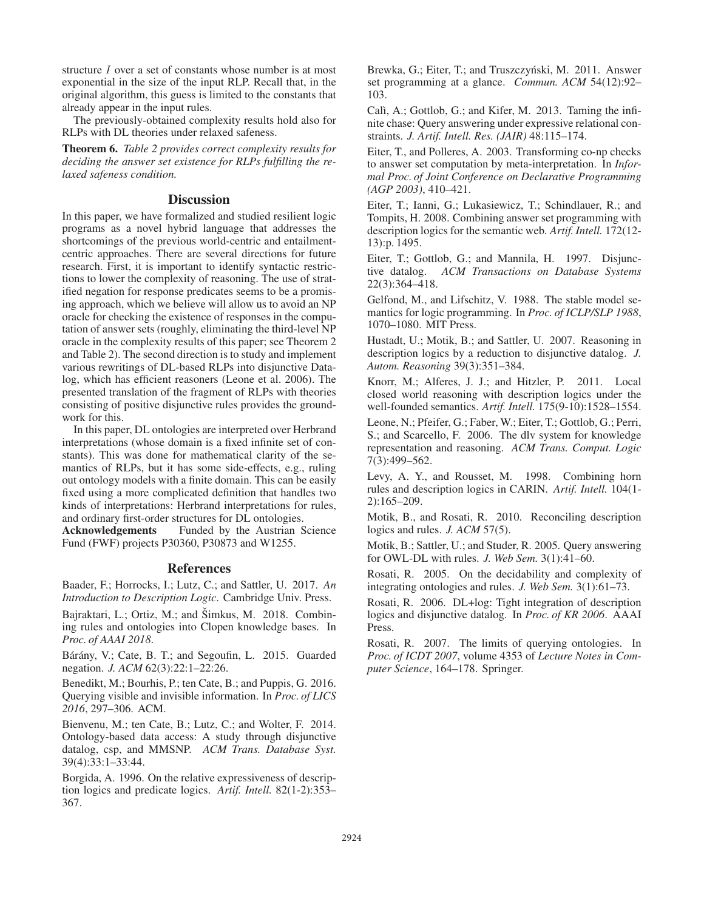structure $I$ over a set of constants whose number is at most exponential in the size of the input RLP. Recall that, in the original algorithm, this guess is limited to the constants that already appear in the input rules.

The previously-obtained complexity results hold also for RLPs with DL theories under relaxed safeness.

**Theorem 6.** *Table 2 provides correct complexity results for deciding the answer set existence for RLPs fulfilling the relaxed safeness condition.*

## Discussion

In this paper, we have formalized and studied resilient logic programs as a novel hybrid language that addresses the shortcomings of the previous world-centric and entailment-centric approaches. There are several directions for future research. First, it is important to identify syntactic restrictions to lower the complexity of reasoning. The use of stratified negation for response predicates seems to be a promising approach, which we believe will allow us to avoid an NP oracle for checking the existence of responses in the computation of answer sets (roughly, eliminating the third-level NP oracle in the complexity results of this paper; see Theorem 2 and Table 2). The second direction is to study and implement various rewritings of DL-based RLPs into disjunctive Datalog, which has efficient reasoners (Leone et al. 2006). The presented translation of the fragment of RLPs with theories consisting of positive disjunctive rules provides the groundwork for this.

In this paper, DL ontologies are interpreted over Herbrand interpretations (whose domain is a fixed infinite set of constants). This was done for mathematical clarity of the semantics of RLPs, but it has some side-effects, e.g., ruling out ontology models with a finite domain. This can be easily fixed using a more complicated definition that handles two kinds of interpretations: Herbrand interpretations for rules, and ordinary first-order structures for DL ontologies.

**Acknowledgements** Funded by the Austrian Science Fund (FWF) projects P30360, P30873 and W1255.

## References

Baader, F.; Horrocks, I.; Lutz, C.; and Sattler, U. 2017. *An Introduction to Description Logic*. Cambridge Univ. Press.

Bajraktari, L.; Ortiz, M.; and Šimkus, M. 2018. Combining rules and ontologies into Clopen knowledge bases. In *Proc. of AAAI 2018*.

Bárány, V.; Cate, B. T.; and Segoufin, L. 2015. Guarded negation. *J. ACM* 62(3):22:1–22:26.

Benedikt, M.; Bourhis, P.; ten Cate, B.; and Puppis, G. 2016. Querying visible and invisible information. In *Proc. of LICS 2016*, 297–306. ACM.

Bienvenu, M.; ten Cate, B.; Lutz, C.; and Wolter, F. 2014. Ontology-based data access: A study through disjunctive datalog, csp, and MMSNP. *ACM Trans. Database Syst.* 39(4):33:1–33:44.

Borgida, A. 1996. On the relative expressiveness of description logics and predicate logics. *Artif. Intell.* 82(1-2):353–367.

Brewka, G.; Eiter, T.; and Truszczyński, M. 2011. Answer set programming at a glance. *Commun. ACM* 54(12):92–103.

Calì, A.; Gottlob, G.; and Kifer, M. 2013. Taming the infinite chase: Query answering under expressive relational constraints. *J. Artif. Intell. Res. (JAIR)* 48:115–174.

Eiter, T., and Polleres, A. 2003. Transforming co-np checks to answer set computation by meta-interpretation. In *Informal Proc. of Joint Conference on Declarative Programming (AGP 2003)*, 410–421.

Eiter, T.; Ianni, G.; Lukasiewicz, T.; Schindlauer, R.; and Tompits, H. 2008. Combining answer set programming with description logics for the semantic web. *Artif. Intell.* 172(12-13):p. 1495.

Eiter, T.; Gottlob, G.; and Mannila, H. 1997. Disjunctive datalog. *ACM Transactions on Database Systems* 22(3):364–418.

Gelfond, M., and Lifschitz, V. 1988. The stable model semantics for logic programming. In *Proc. of ICLP/SLP 1988*, 1070–1080. MIT Press.

Hustadt, U.; Motik, B.; and Sattler, U. 2007. Reasoning in description logics by a reduction to disjunctive datalog. *J. Autom. Reasoning* 39(3):351–384.

Knorr, M.; Alferes, J. J.; and Hitzler, P. 2011. Local closed world reasoning with description logics under the well-founded semantics. *Artif. Intell.* 175(9-10):1528–1554.

Leone, N.; Pfeifer, G.; Faber, W.; Eiter, T.; Gottlob, G.; Perri, S.; and Scarcello, F. 2006. The dlv system for knowledge representation and reasoning. *ACM Trans. Comput. Logic* 7(3):499–562.

Levy, A. Y., and Rousset, M. 1998. Combining horn rules and description logics in CARIN. *Artif. Intell.* 104(1-2):165–209.

Motik, B., and Rosati, R. 2010. Reconciling description logics and rules. *J. ACM* 57(5).

Motik, B.; Sattler, U.; and Studer, R. 2005. Query answering for OWL-DL with rules. *J. Web Sem.* 3(1):41–60.

Rosati, R. 2005. On the decidability and complexity of integrating ontologies and rules. *J. Web Sem.* 3(1):61–73.

Rosati, R. 2006. DL+log: Tight integration of description logics and disjunctive datalog. In *Proc. of KR 2006*. AAAI Press.

Rosati, R. 2007. The limits of querying ontologies. In *Proc. of ICDT 2007*, volume 4353 of *Lecture Notes in Computer Science*, 164–178. Springer.